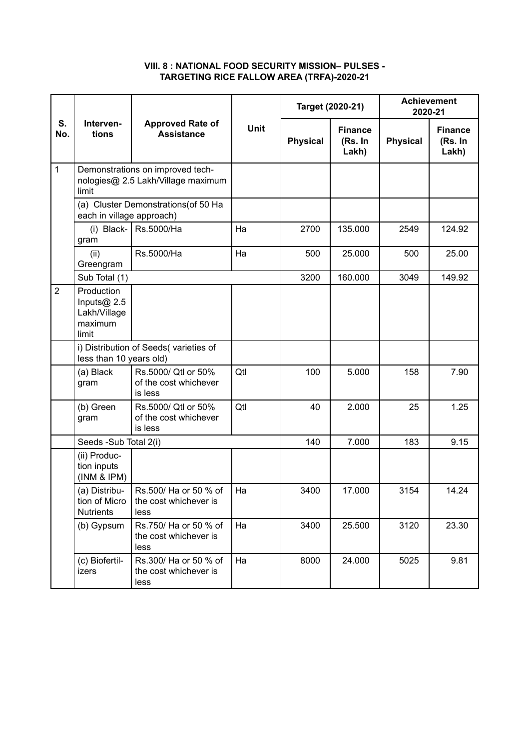### VIII. 8 : NATIONAL FOOD SECURITY MISSION– PULSES - TARGETING RICE FALLOW AREA (TRFA)-2020-21

| S. No. | Interventions | Approved Rate of Assistance | Unit | Target (2020-21) | | Achievement 2020-21 | |
|---|---|---|---|---|---|---|---|
| | | | | Physical | Finance (Rs. In Lakh) | Physical | Finance (Rs. In Lakh) |
| 1 | Demonstrations on improved technologies@ 2.5 Lakh/Village maximum limit | | | | | | |
| | (a) Cluster Demonstrations(of 50 Ha each in village approach) | | | | | | |
| | (i) Blackgram | Rs.5000/Ha | Ha | 2700 | 135.000 | 2549 | 124.92 |
| | (ii) Greengram | Rs.5000/Ha | Ha | 500 | 25.000 | 500 | 25.00 |
| | Sub Total (1) | | | 3200 | 160.000 | 3049 | 149.92 |
| 2 | Production Inputs@ 2.5 Lakh/Village maximum limit | | | | | | |
| | i) Distribution of Seeds( varieties of less than 10 years old) | | | | | | |
| | (a) Black gram | Rs.5000/ Qtl or 50% of the cost whichever is less | Qtl | 100 | 5.000 | 158 | 7.90 |
| | (b) Green gram | Rs.5000/ Qtl or 50% of the cost whichever is less | Qtl | 40 | 2.000 | 25 | 1.25 |
| | Seeds -Sub Total 2(i) | | | 140 | 7.000 | 183 | 9.15 |
| | (ii) Production inputs (INM & IPM) | | | | | | |
| | (a) Distribution of Micro Nutrients | Rs.500/ Ha or 50 % of the cost whichever is less | Ha | 3400 | 17.000 | 3154 | 14.24 |
| | (b) Gypsum | Rs.750/ Ha or 50 % of the cost whichever is less | Ha | 3400 | 25.500 | 3120 | 23.30 |
| | (c) Biofertilizers | Rs.300/ Ha or 50 % of the cost whichever is less | Ha | 8000 | 24.000 | 5025 | 9.81 |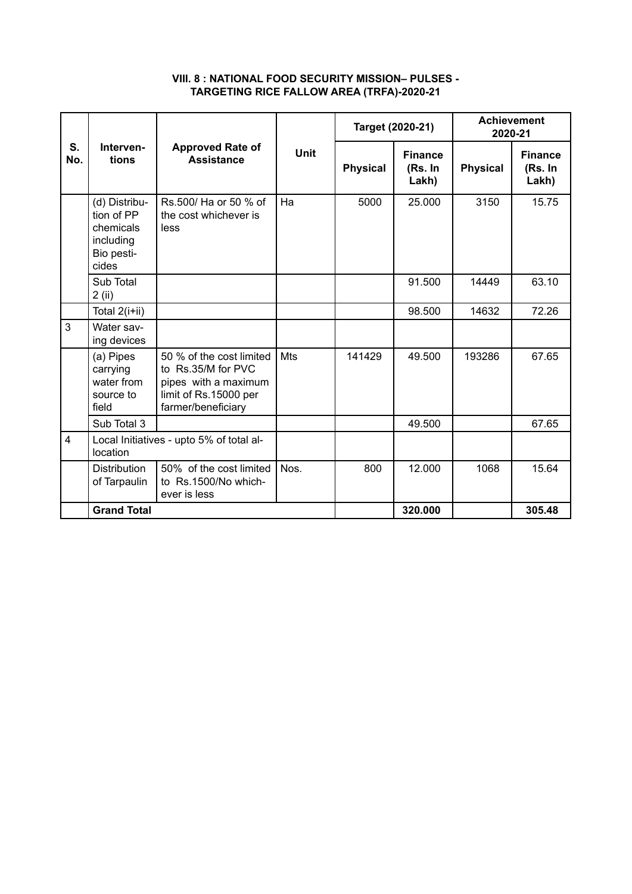**VIII. 8 : NATIONAL FOOD SECURITY MISSION– PULSES - TARGETING RICE FALLOW AREA (TRFA)-2020-21**

| S. No. | Interventions | Approved Rate of Assistance | Unit | Target (2020-21) | | Achievement 2020-21 | |
|---|---|---|---|---|---|---|---|
| | | | | Physical | Finance (Rs. In Lakh) | Physical | Finance (Rs. In Lakh) |
| | (d) Distribution of PP chemicals including Bio pesticides | Rs.500/ Ha or 50 % of the cost whichever is less | Ha | 5000 | 25.000 | 3150 | 15.75 |
| | Sub Total 2 (ii) | | | | 91.500 | 14449 | 63.10 |
| | Total 2(i+ii) | | | | 98.500 | 14632 | 72.26 |
| 3 | Water saving devices | | | | | | |
| | (a) Pipes carrying water from source to field | 50 % of the cost limited to Rs.35/M for PVC pipes with a maximum limit of Rs.15000 per farmer/beneficiary | Mts | 141429 | 49.500 | 193286 | 67.65 |
| | Sub Total 3 | | | | 49.500 | | 67.65 |
| 4 | Local Initiatives - upto 5% of total allocation | | | | | | |
| | Distribution of Tarpaulin | 50% of the cost limited to Rs.1500/No whichever is less | Nos. | 800 | 12.000 | 1068 | 15.64 |
| | **Grand Total** | | | | **320.000** | | **305.48** |